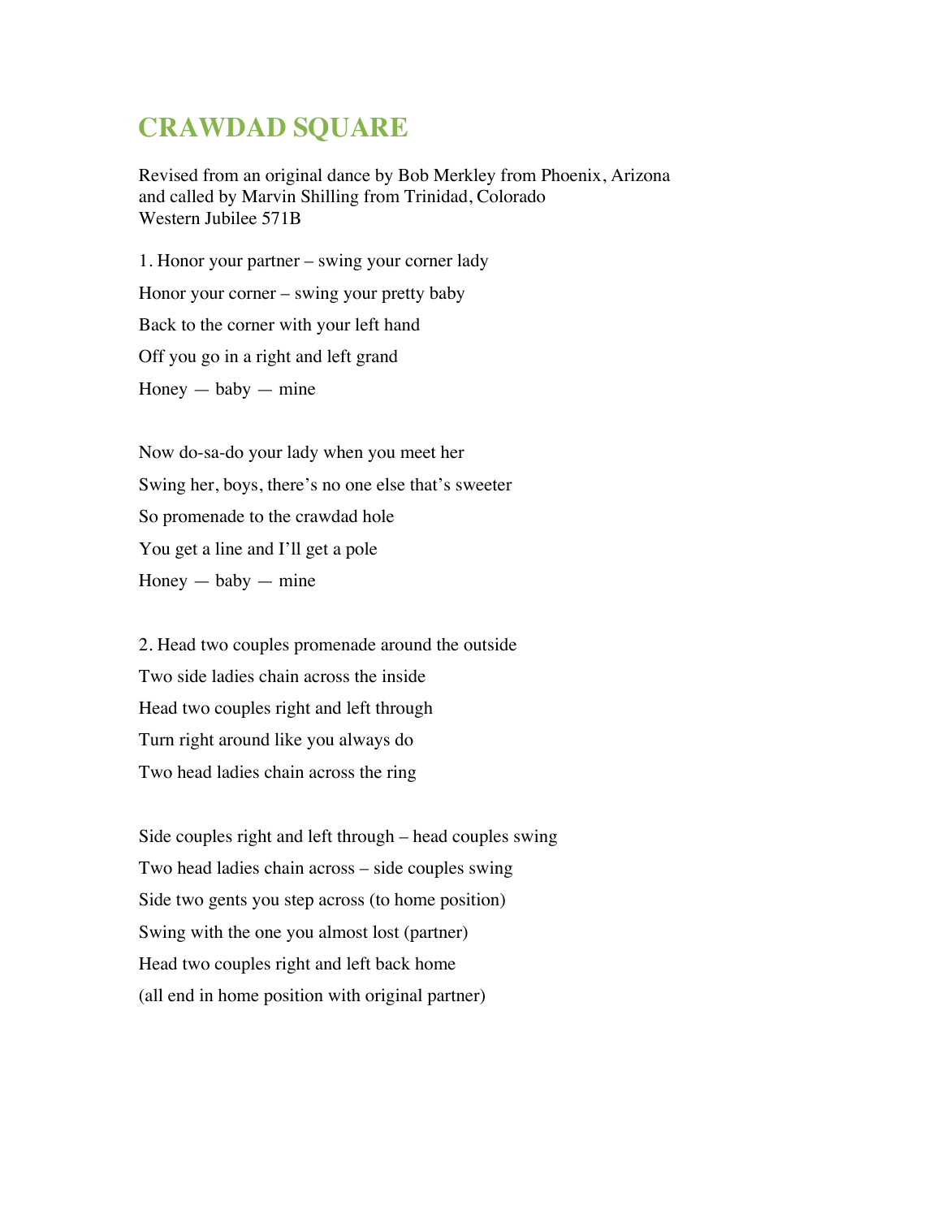# CRAWDAD SQUARE

Revised from an original dance by Bob Merkley from Phoenix, Arizona
and called by Marvin Shilling from Trinidad, Colorado
Western Jubilee 571B

1. Honor your partner – swing your corner lady

Honor your corner – swing your pretty baby

Back to the corner with your left hand

Off you go in a right and left grand

Honey — baby — mine

Now do-sa-do your lady when you meet her

Swing her, boys, there's no one else that's sweeter

So promenade to the crawdad hole

You get a line and I'll get a pole

Honey — baby — mine

2. Head two couples promenade around the outside

Two side ladies chain across the inside

Head two couples right and left through

Turn right around like you always do

Two head ladies chain across the ring

Side couples right and left through – head couples swing

Two head ladies chain across – side couples swing

Side two gents you step across (to home position)

Swing with the one you almost lost (partner)

Head two couples right and left back home

(all end in home position with original partner)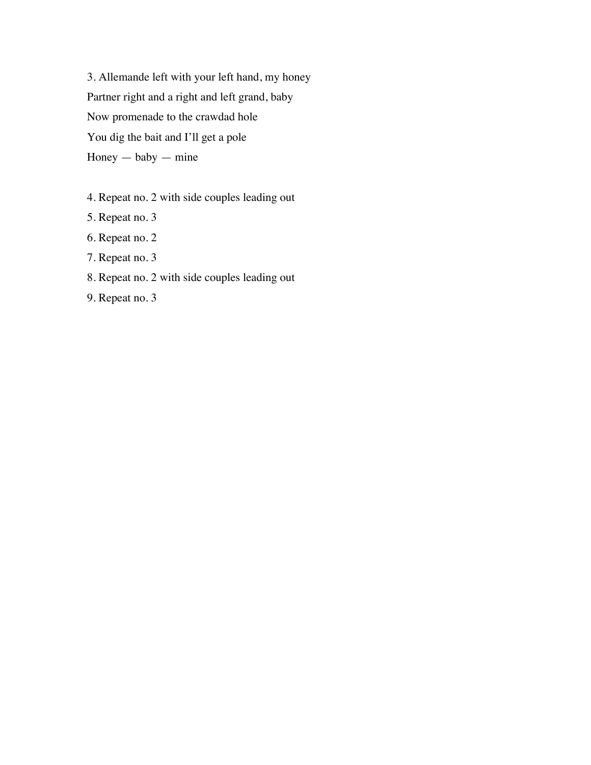3. Allemande left with your left hand, my honey

Partner right and a right and left grand, baby

Now promenade to the crawdad hole

You dig the bait and I'll get a pole

Honey — baby — mine

4. Repeat no. 2 with side couples leading out
5. Repeat no. 3
6. Repeat no. 2
7. Repeat no. 3
8. Repeat no. 2 with side couples leading out
9. Repeat no. 3